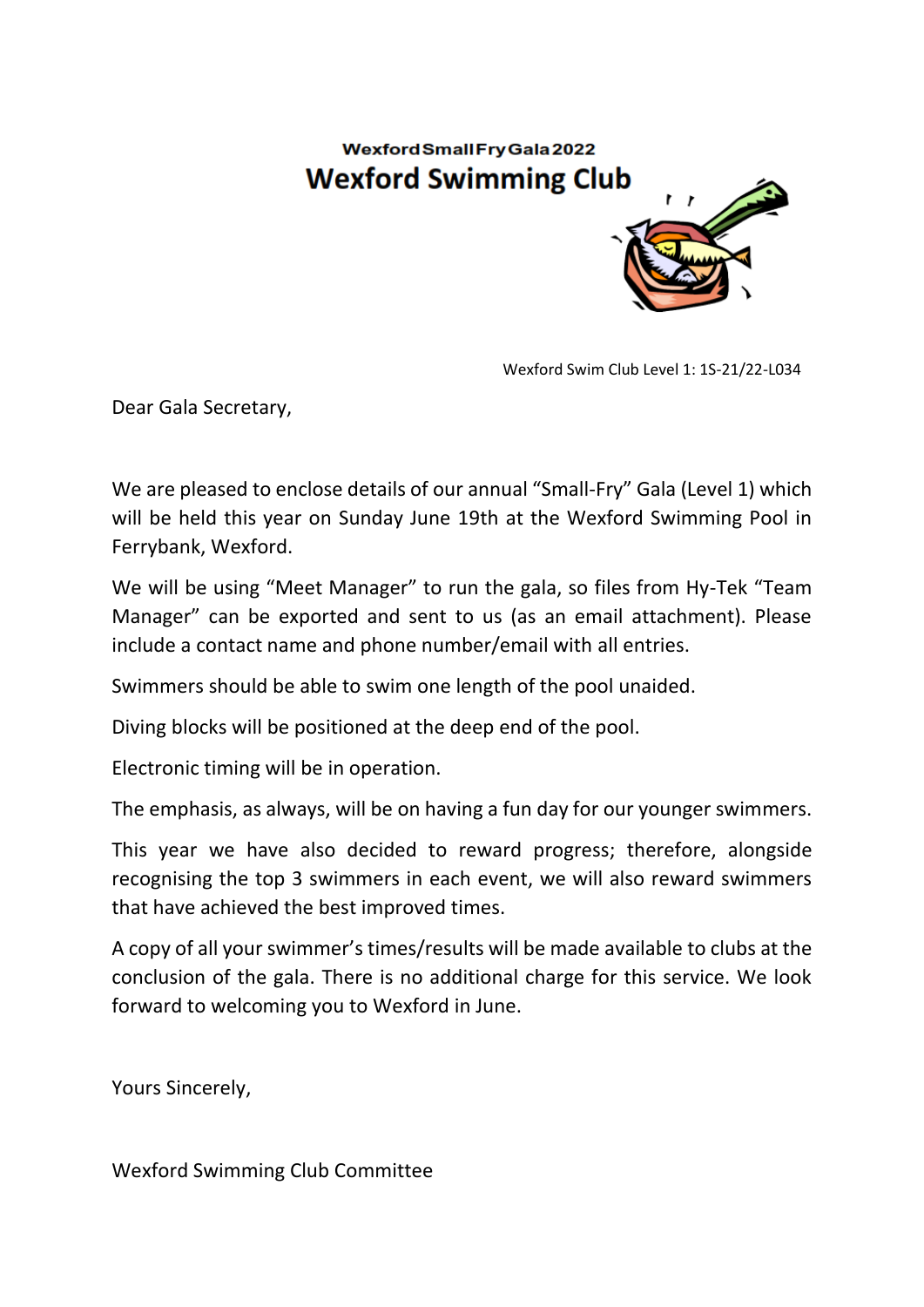**Wexford Small Fry Gala 2022**

# Wexford Swimming Club

Wexford Swim Club Level 1: 1S-21/22-L034

Dear Gala Secretary,

We are pleased to enclose details of our annual "Small-Fry" Gala (Level 1) which will be held this year on Sunday June 19th at the Wexford Swimming Pool in Ferrybank, Wexford.

We will be using "Meet Manager" to run the gala, so files from Hy-Tek "Team Manager" can be exported and sent to us (as an email attachment). Please include a contact name and phone number/email with all entries.

Swimmers should be able to swim one length of the pool unaided.

Diving blocks will be positioned at the deep end of the pool.

Electronic timing will be in operation.

The emphasis, as always, will be on having a fun day for our younger swimmers.

This year we have also decided to reward progress; therefore, alongside recognising the top 3 swimmers in each event, we will also reward swimmers that have achieved the best improved times.

A copy of all your swimmer's times/results will be made available to clubs at the conclusion of the gala. There is no additional charge for this service. We look forward to welcoming you to Wexford in June.

Yours Sincerely,

Wexford Swimming Club Committee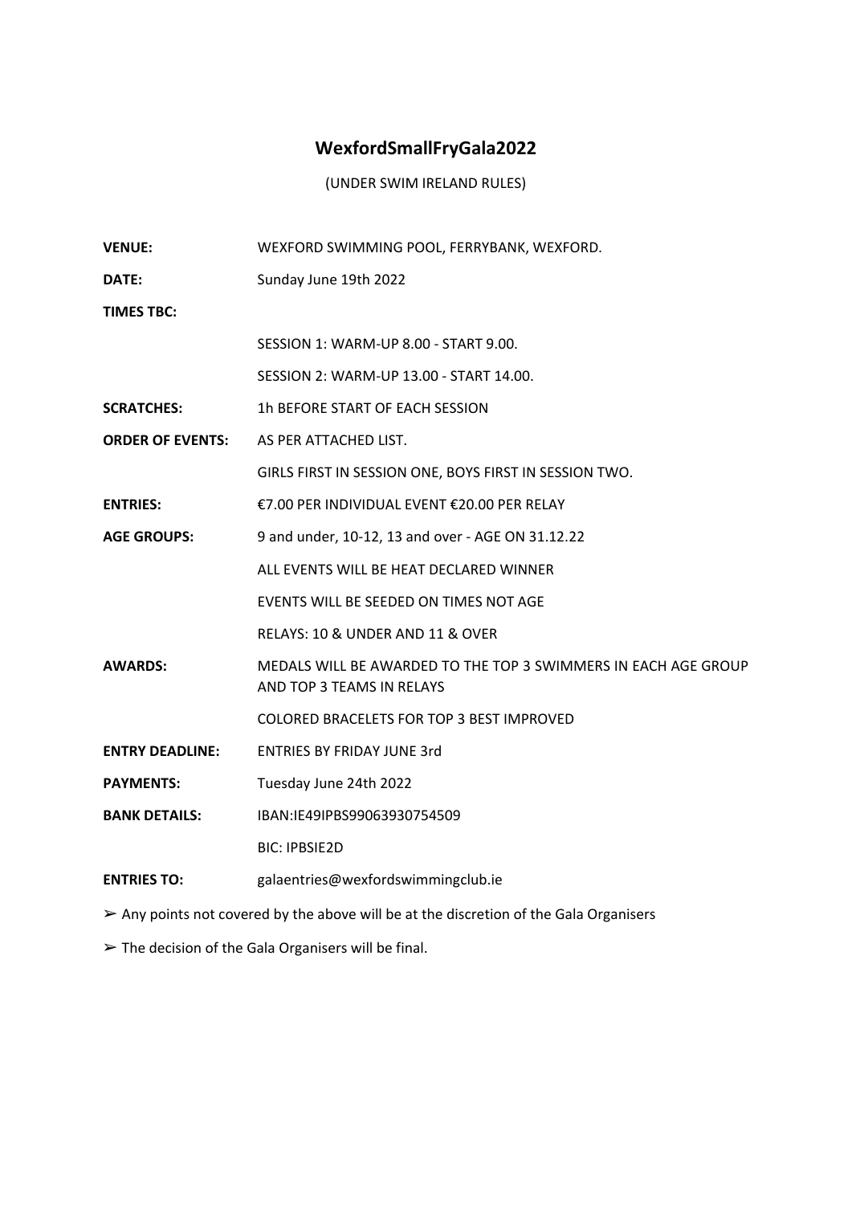# WexfordSmallFryGala2022

(UNDER SWIM IRELAND RULES)

| | |
|---|---|
| **VENUE:** | WEXFORD SWIMMING POOL, FERRYBANK, WEXFORD. |
| **DATE:** | Sunday June 19th 2022 |
| **TIMES TBC:** | |
| | SESSION 1: WARM-UP 8.00 - START 9.00. |
| | SESSION 2: WARM-UP 13.00 - START 14.00. |
| **SCRATCHES:** | 1h BEFORE START OF EACH SESSION |
| **ORDER OF EVENTS:** | AS PER ATTACHED LIST. |
| | GIRLS FIRST IN SESSION ONE, BOYS FIRST IN SESSION TWO. |
| **ENTRIES:** | €7.00 PER INDIVIDUAL EVENT €20.00 PER RELAY |
| **AGE GROUPS:** | 9 and under, 10-12, 13 and over - AGE ON 31.12.22 |
| | ALL EVENTS WILL BE HEAT DECLARED WINNER |
| | EVENTS WILL BE SEEDED ON TIMES NOT AGE |
| | RELAYS: 10 & UNDER AND 11 & OVER |
| **AWARDS:** | MEDALS WILL BE AWARDED TO THE TOP 3 SWIMMERS IN EACH AGE GROUP AND TOP 3 TEAMS IN RELAYS |
| | COLORED BRACELETS FOR TOP 3 BEST IMPROVED |
| **ENTRY DEADLINE:** | ENTRIES BY FRIDAY JUNE 3rd |
| **PAYMENTS:** | Tuesday June 24th 2022 |
| **BANK DETAILS:** | IBAN:IE49IPBS99063930754509 |
| | BIC: IPBSIE2D |
| **ENTRIES TO:** | galaentries@wexfordswimmingclub.ie |

➢ Any points not covered by the above will be at the discretion of the Gala Organisers

➢ The decision of the Gala Organisers will be final.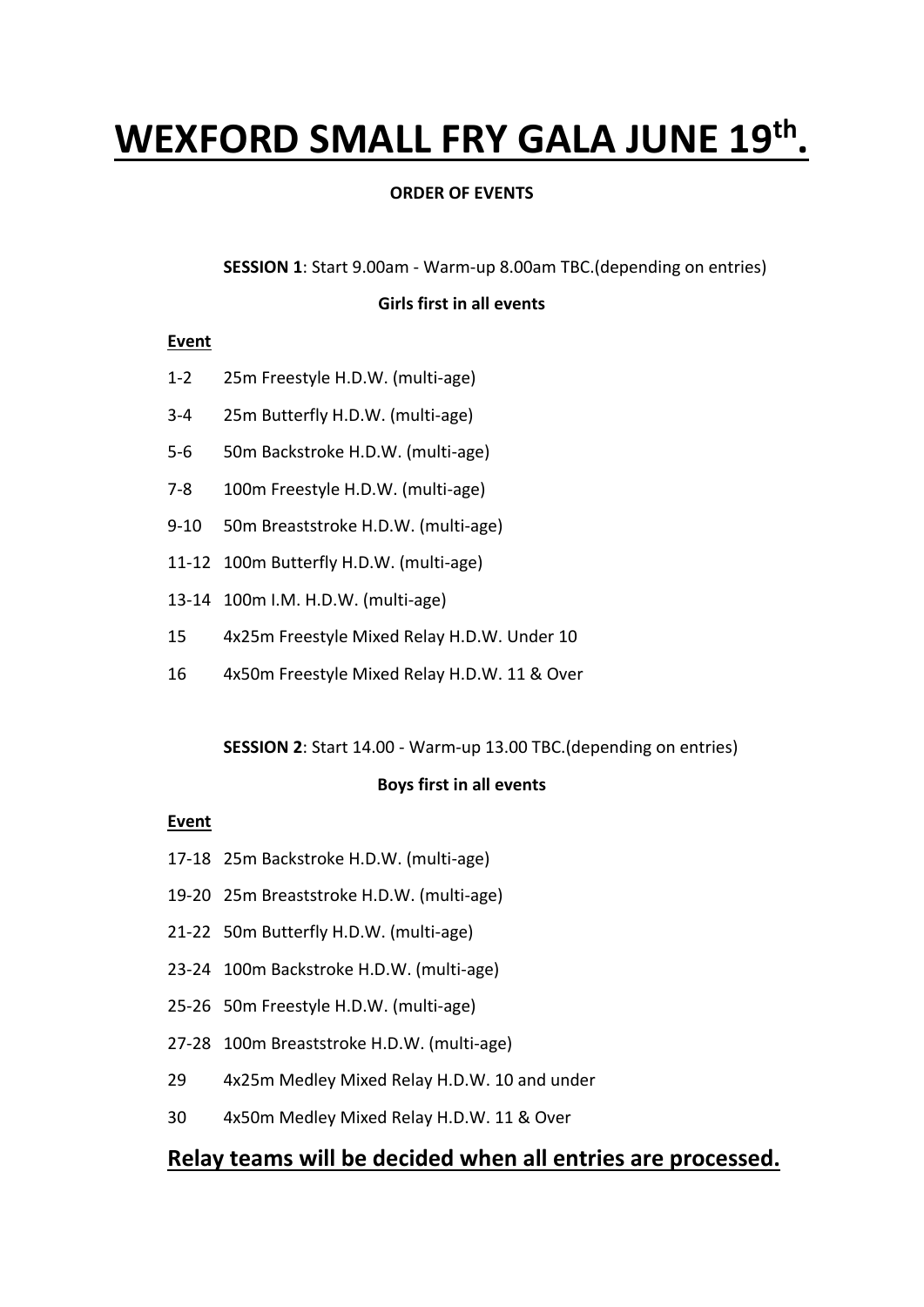# WEXFORD SMALL FRY GALA JUNE 19th.

**ORDER OF EVENTS**

**SESSION 1**: Start 9.00am - Warm-up 8.00am TBC.(depending on entries)

**Girls first in all events**

**Event**

1-2 25m Freestyle H.D.W. (multi-age)

3-4 25m Butterfly H.D.W. (multi-age)

5-6 50m Backstroke H.D.W. (multi-age)

7-8 100m Freestyle H.D.W. (multi-age)

9-10 50m Breaststroke H.D.W. (multi-age)

11-12 100m Butterfly H.D.W. (multi-age)

13-14 100m I.M. H.D.W. (multi-age)

15 4x25m Freestyle Mixed Relay H.D.W. Under 10

16 4x50m Freestyle Mixed Relay H.D.W. 11 & Over

**SESSION 2**: Start 14.00 - Warm-up 13.00 TBC.(depending on entries)

**Boys first in all events**

**Event**

17-18 25m Backstroke H.D.W. (multi-age)

19-20 25m Breaststroke H.D.W. (multi-age)

21-22 50m Butterfly H.D.W. (multi-age)

23-24 100m Backstroke H.D.W. (multi-age)

25-26 50m Freestyle H.D.W. (multi-age)

27-28 100m Breaststroke H.D.W. (multi-age)

29 4x25m Medley Mixed Relay H.D.W. 10 and under

30 4x50m Medley Mixed Relay H.D.W. 11 & Over

## Relay teams will be decided when all entries are processed.